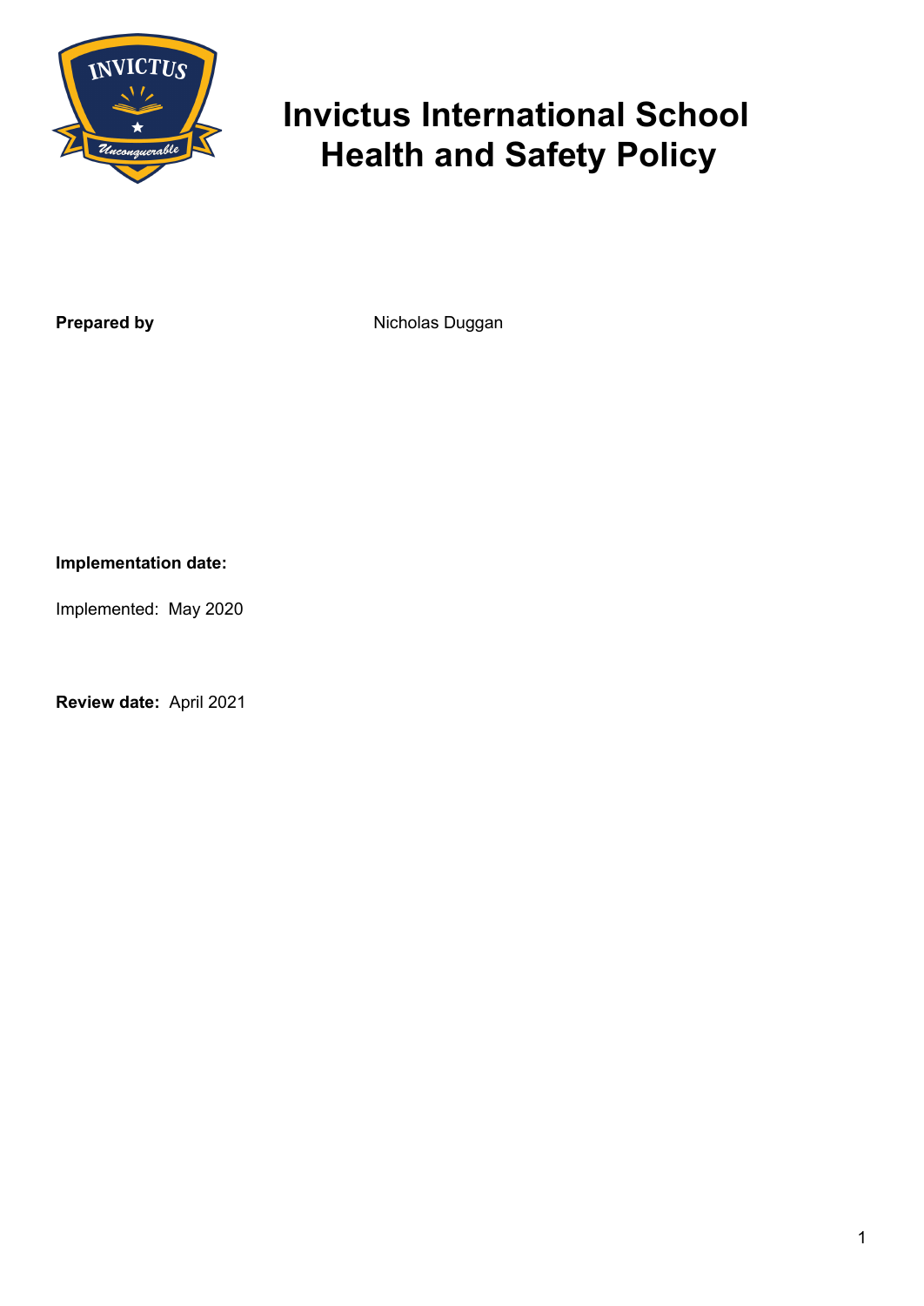# Invictus International School Health and Safety Policy

**Prepared by** Nicholas Duggan

**Implementation date:**

Implemented: May 2020

**Review date:** April 2021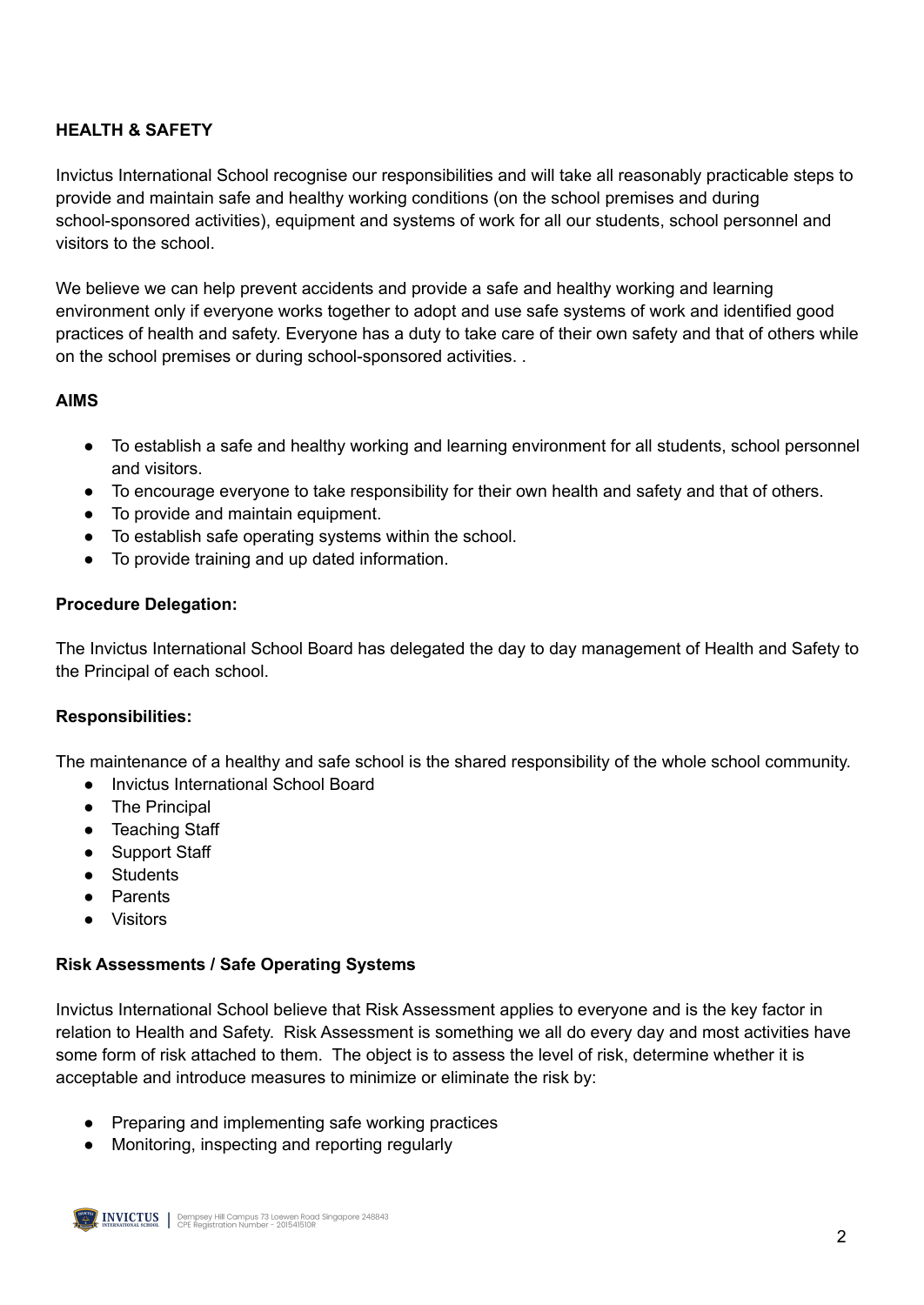**HEALTH & SAFETY**

Invictus International School recognise our responsibilities and will take all reasonably practicable steps to provide and maintain safe and healthy working conditions (on the school premises and during school-sponsored activities), equipment and systems of work for all our students, school personnel and visitors to the school.

We believe we can help prevent accidents and provide a safe and healthy working and learning environment only if everyone works together to adopt and use safe systems of work and identified good practices of health and safety. Everyone has a duty to take care of their own safety and that of others while on the school premises or during school-sponsored activities. .

**AIMS**

- To establish a safe and healthy working and learning environment for all students, school personnel and visitors.
- To encourage everyone to take responsibility for their own health and safety and that of others.
- To provide and maintain equipment.
- To establish safe operating systems within the school.
- To provide training and up dated information.

**Procedure Delegation:**

The Invictus International School Board has delegated the day to day management of Health and Safety to the Principal of each school.

**Responsibilities:**

The maintenance of a healthy and safe school is the shared responsibility of the whole school community.

- Invictus International School Board
- The Principal
- Teaching Staff
- Support Staff
- Students
- Parents
- Visitors

**Risk Assessments / Safe Operating Systems**

Invictus International School believe that Risk Assessment applies to everyone and is the key factor in relation to Health and Safety. Risk Assessment is something we all do every day and most activities have some form of risk attached to them. The object is to assess the level of risk, determine whether it is acceptable and introduce measures to minimize or eliminate the risk by:

- Preparing and implementing safe working practices
- Monitoring, inspecting and reporting regularly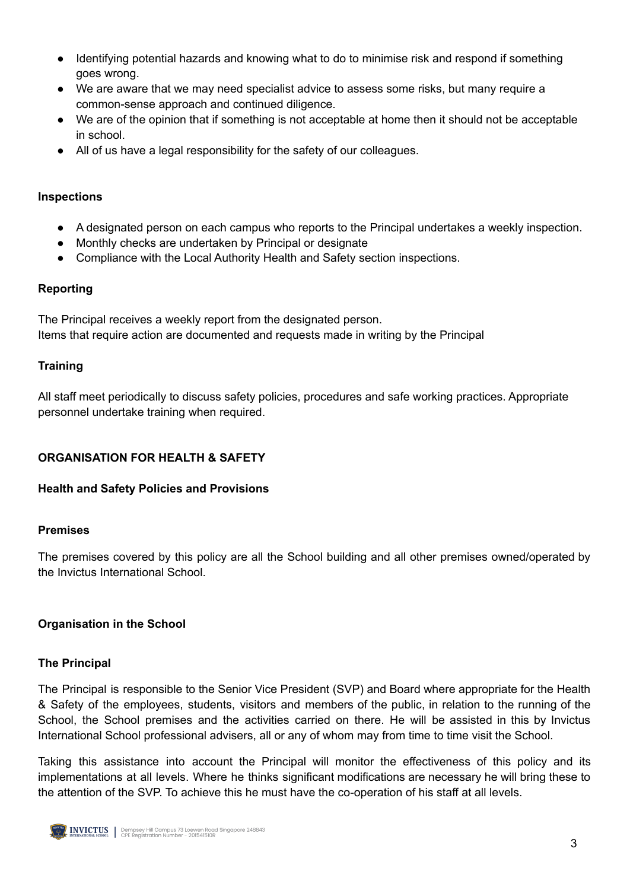- Identifying potential hazards and knowing what to do to minimise risk and respond if something goes wrong.
- We are aware that we may need specialist advice to assess some risks, but many require a common-sense approach and continued diligence.
- We are of the opinion that if something is not acceptable at home then it should not be acceptable in school.
- All of us have a legal responsibility for the safety of our colleagues.

**Inspections**

- A designated person on each campus who reports to the Principal undertakes a weekly inspection.
- Monthly checks are undertaken by Principal or designate
- Compliance with the Local Authority Health and Safety section inspections.

**Reporting**

The Principal receives a weekly report from the designated person.
Items that require action are documented and requests made in writing by the Principal

**Training**

All staff meet periodically to discuss safety policies, procedures and safe working practices. Appropriate personnel undertake training when required.

**ORGANISATION FOR HEALTH & SAFETY**

**Health and Safety Policies and Provisions**

**Premises**

The premises covered by this policy are all the School building and all other premises owned/operated by the Invictus International School.

**Organisation in the School**

**The Principal**

The Principal is responsible to the Senior Vice President (SVP) and Board where appropriate for the Health & Safety of the employees, students, visitors and members of the public, in relation to the running of the School, the School premises and the activities carried on there. He will be assisted in this by Invictus International School professional advisers, all or any of whom may from time to time visit the School.

Taking this assistance into account the Principal will monitor the effectiveness of this policy and its implementations at all levels. Where he thinks significant modifications are necessary he will bring these to the attention of the SVP. To achieve this he must have the co-operation of his staff at all levels.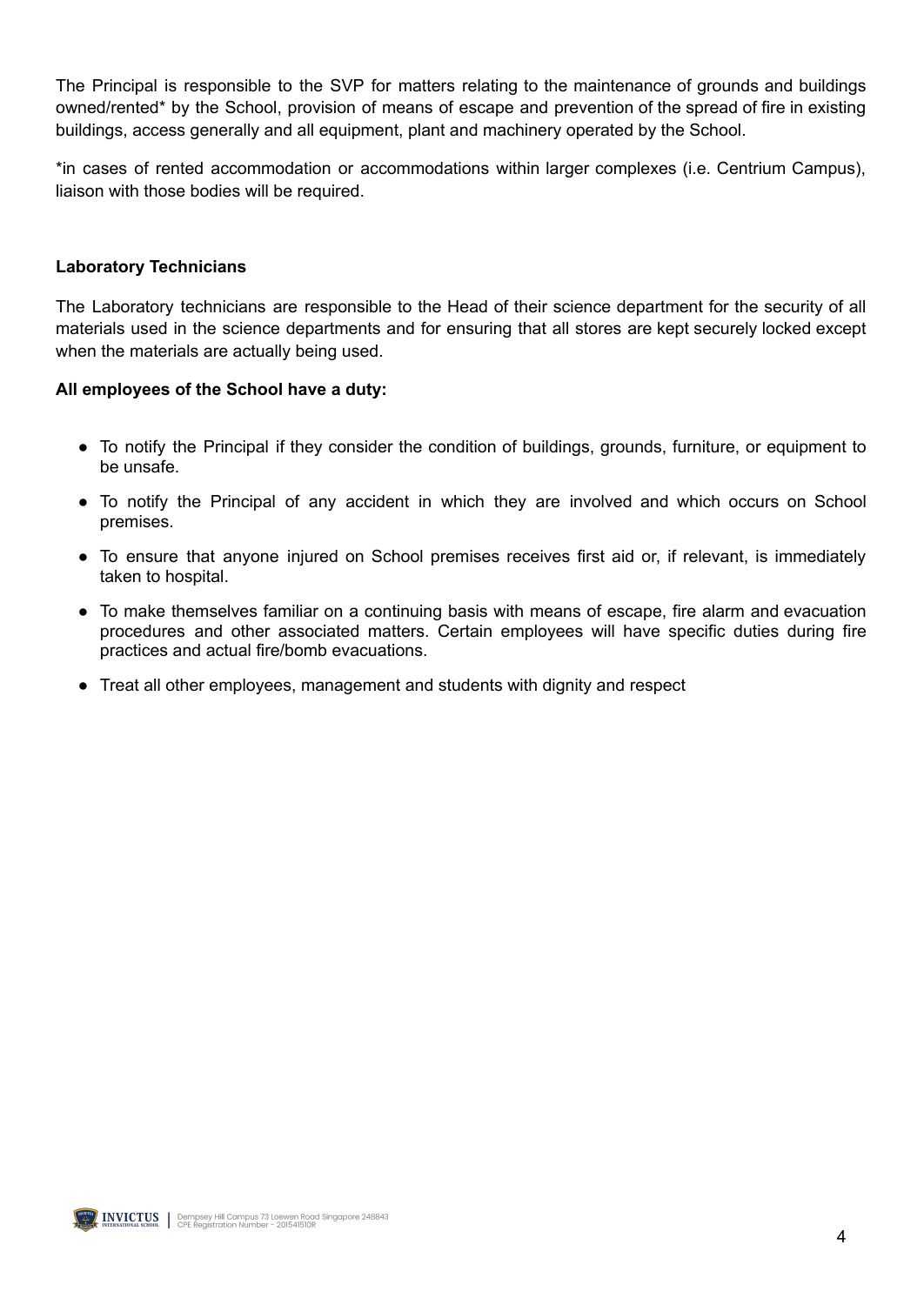The Principal is responsible to the SVP for matters relating to the maintenance of grounds and buildings owned/rented* by the School, provision of means of escape and prevention of the spread of fire in existing buildings, access generally and all equipment, plant and machinery operated by the School.

*in cases of rented accommodation or accommodations within larger complexes (i.e. Centrium Campus), liaison with those bodies will be required.

**Laboratory Technicians**

The Laboratory technicians are responsible to the Head of their science department for the security of all materials used in the science departments and for ensuring that all stores are kept securely locked except when the materials are actually being used.

**All employees of the School have a duty:**

- To notify the Principal if they consider the condition of buildings, grounds, furniture, or equipment to be unsafe.
- To notify the Principal of any accident in which they are involved and which occurs on School premises.
- To ensure that anyone injured on School premises receives first aid or, if relevant, is immediately taken to hospital.
- To make themselves familiar on a continuing basis with means of escape, fire alarm and evacuation procedures and other associated matters. Certain employees will have specific duties during fire practices and actual fire/bomb evacuations.
- Treat all other employees, management and students with dignity and respect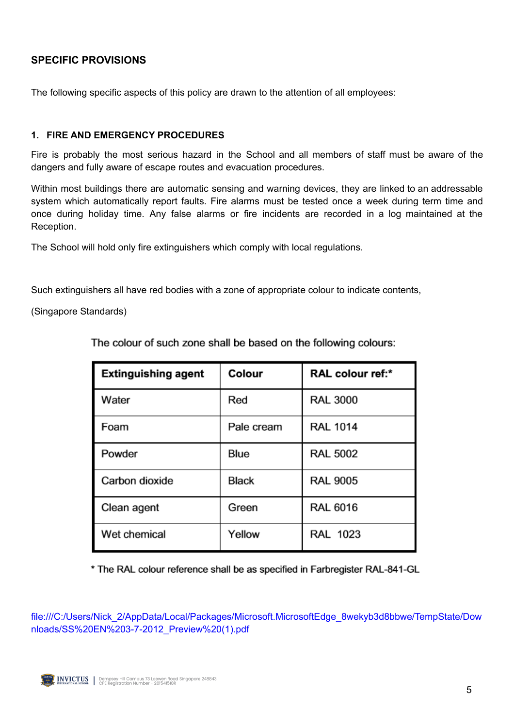## SPECIFIC PROVISIONS

The following specific aspects of this policy are drawn to the attention of all employees:

### 1. FIRE AND EMERGENCY PROCEDURES

Fire is probably the most serious hazard in the School and all members of staff must be aware of the dangers and fully aware of escape routes and evacuation procedures.

Within most buildings there are automatic sensing and warning devices, they are linked to an addressable system which automatically report faults. Fire alarms must be tested once a week during term time and once during holiday time. Any false alarms or fire incidents are recorded in a log maintained at the Reception.

The School will hold only fire extinguishers which comply with local regulations.

Such extinguishers all have red bodies with a zone of appropriate colour to indicate contents,

(Singapore Standards)

The colour of such zone shall be based on the following colours:

| Extinguishing agent | Colour | RAL colour ref:* |
|---|---|---|
| Water | Red | RAL 3000 |
| Foam | Pale cream | RAL 1014 |
| Powder | Blue | RAL 5002 |
| Carbon dioxide | Black | RAL 9005 |
| Clean agent | Green | RAL 6016 |
| Wet chemical | Yellow | RAL 1023 |

* The RAL colour reference shall be as specified in Farbregister RAL-841-GL

file:///C:/Users/Nick_2/AppData/Local/Packages/Microsoft.MicrosoftEdge_8wekyb3d8bbwe/TempState/Downloads/SS%20EN%203-7-2012_Preview%20(1).pdf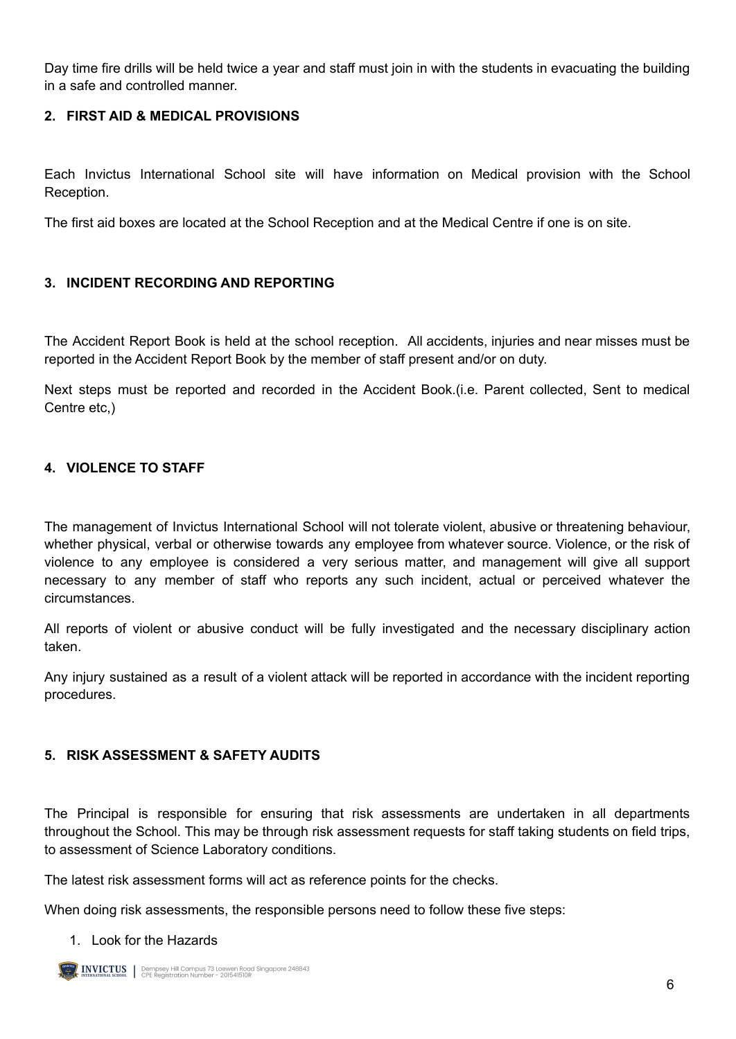Day time fire drills will be held twice a year and staff must join in with the students in evacuating the building in a safe and controlled manner.

## 2. FIRST AID & MEDICAL PROVISIONS

Each Invictus International School site will have information on Medical provision with the School Reception.

The first aid boxes are located at the School Reception and at the Medical Centre if one is on site.

## 3. INCIDENT RECORDING AND REPORTING

The Accident Report Book is held at the school reception. All accidents, injuries and near misses must be reported in the Accident Report Book by the member of staff present and/or on duty.

Next steps must be reported and recorded in the Accident Book.(i.e. Parent collected, Sent to medical Centre etc,)

## 4. VIOLENCE TO STAFF

The management of Invictus International School will not tolerate violent, abusive or threatening behaviour, whether physical, verbal or otherwise towards any employee from whatever source. Violence, or the risk of violence to any employee is considered a very serious matter, and management will give all support necessary to any member of staff who reports any such incident, actual or perceived whatever the circumstances.

All reports of violent or abusive conduct will be fully investigated and the necessary disciplinary action taken.

Any injury sustained as a result of a violent attack will be reported in accordance with the incident reporting procedures.

## 5. RISK ASSESSMENT & SAFETY AUDITS

The Principal is responsible for ensuring that risk assessments are undertaken in all departments throughout the School. This may be through risk assessment requests for staff taking students on field trips, to assessment of Science Laboratory conditions.

The latest risk assessment forms will act as reference points for the checks.

When doing risk assessments, the responsible persons need to follow these five steps:

1. Look for the Hazards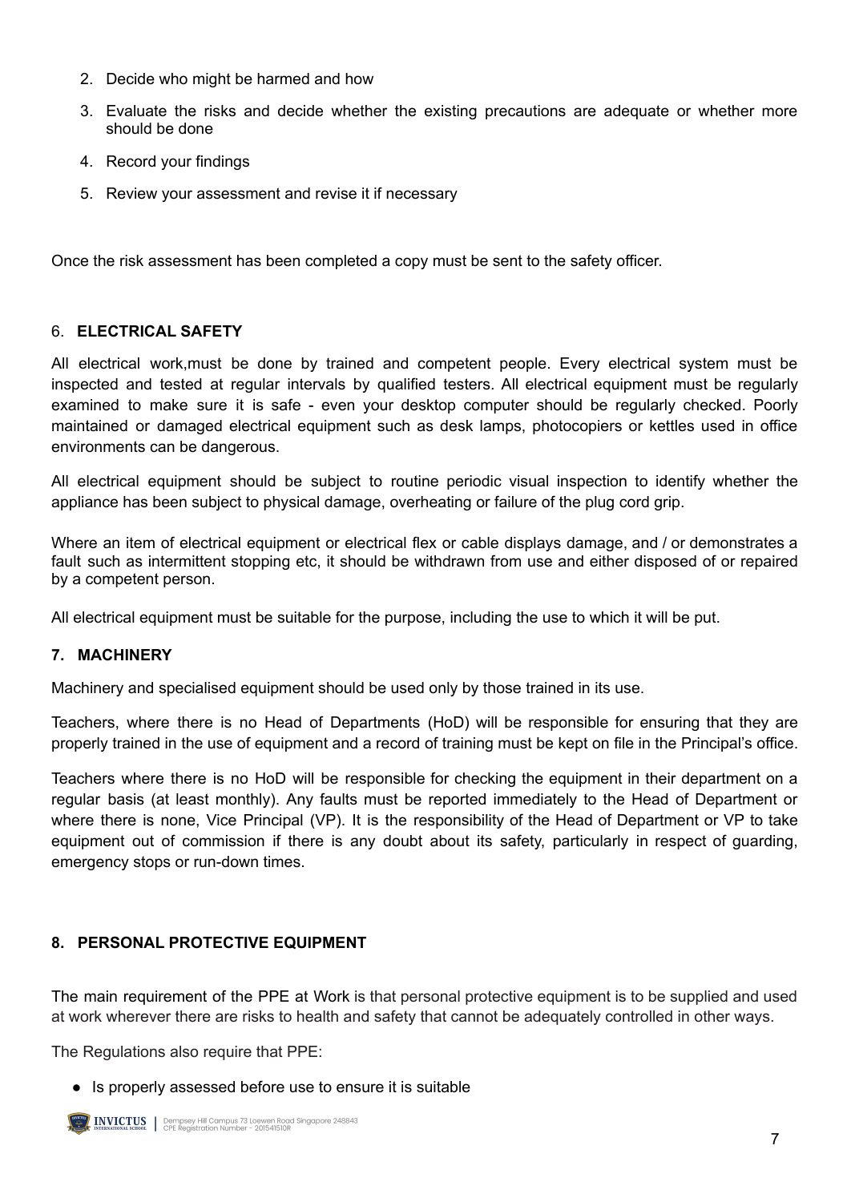2. Decide who might be harmed and how
3. Evaluate the risks and decide whether the existing precautions are adequate or whether more should be done
4. Record your findings
5. Review your assessment and revise it if necessary

Once the risk assessment has been completed a copy must be sent to the safety officer.

## 6. ELECTRICAL SAFETY

All electrical work,must be done by trained and competent people. Every electrical system must be inspected and tested at regular intervals by qualified testers. All electrical equipment must be regularly examined to make sure it is safe - even your desktop computer should be regularly checked. Poorly maintained or damaged electrical equipment such as desk lamps, photocopiers or kettles used in office environments can be dangerous.

All electrical equipment should be subject to routine periodic visual inspection to identify whether the appliance has been subject to physical damage, overheating or failure of the plug cord grip.

Where an item of electrical equipment or electrical flex or cable displays damage, and / or demonstrates a fault such as intermittent stopping etc, it should be withdrawn from use and either disposed of or repaired by a competent person.

All electrical equipment must be suitable for the purpose, including the use to which it will be put.

## 7. MACHINERY

Machinery and specialised equipment should be used only by those trained in its use.

Teachers, where there is no Head of Departments (HoD) will be responsible for ensuring that they are properly trained in the use of equipment and a record of training must be kept on file in the Principal's office.

Teachers where there is no HoD will be responsible for checking the equipment in their department on a regular basis (at least monthly). Any faults must be reported immediately to the Head of Department or where there is none, Vice Principal (VP). It is the responsibility of the Head of Department or VP to take equipment out of commission if there is any doubt about its safety, particularly in respect of guarding, emergency stops or run-down times.

## 8. PERSONAL PROTECTIVE EQUIPMENT

The main requirement of the PPE at Work is that personal protective equipment is to be supplied and used at work wherever there are risks to health and safety that cannot be adequately controlled in other ways.

The Regulations also require that PPE:

- Is properly assessed before use to ensure it is suitable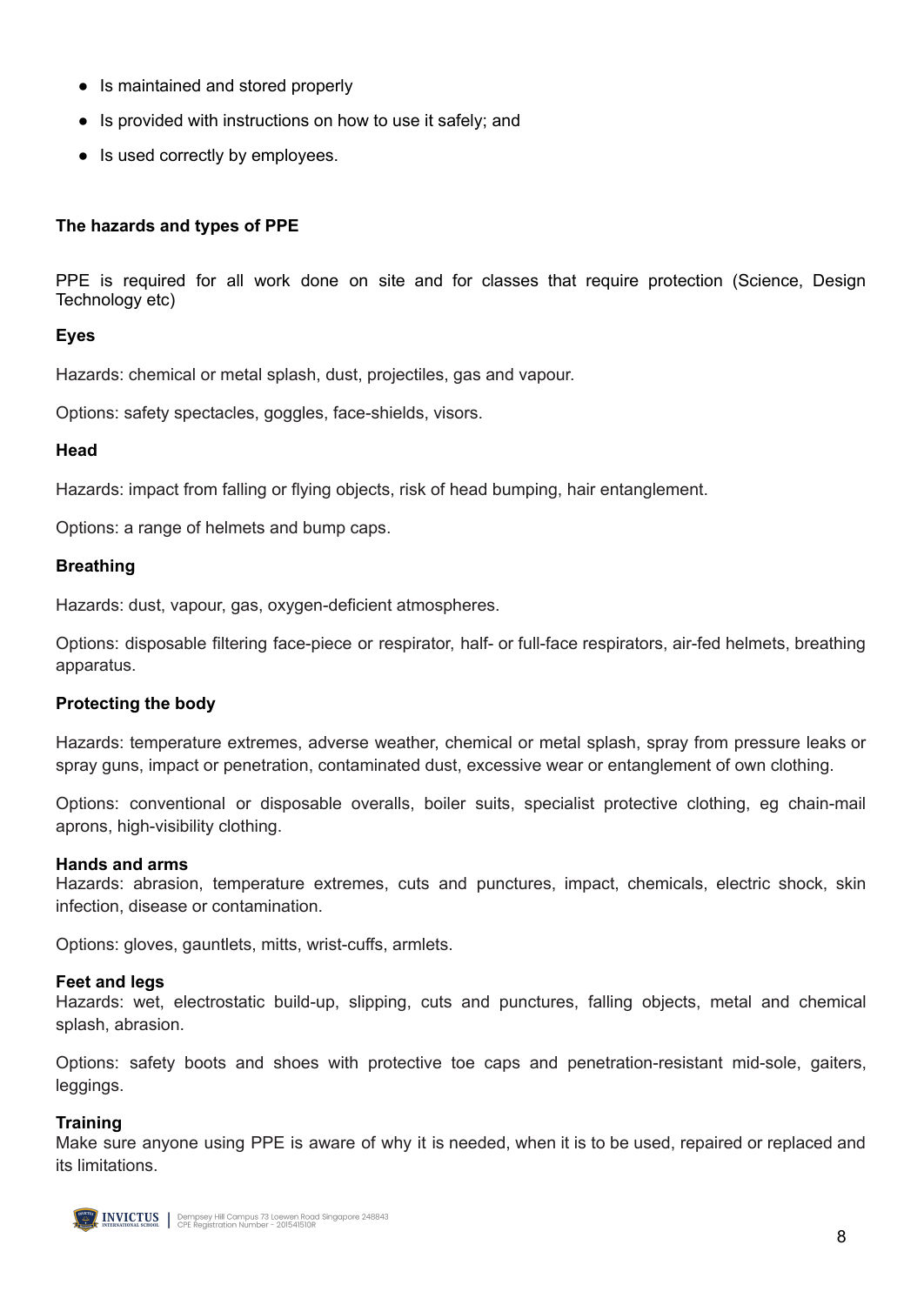- Is maintained and stored properly
- Is provided with instructions on how to use it safely; and
- Is used correctly by employees.

**The hazards and types of PPE**

PPE is required for all work done on site and for classes that require protection (Science, Design Technology etc)

**Eyes**

Hazards: chemical or metal splash, dust, projectiles, gas and vapour.

Options: safety spectacles, goggles, face-shields, visors.

**Head**

Hazards: impact from falling or flying objects, risk of head bumping, hair entanglement.

Options: a range of helmets and bump caps.

**Breathing**

Hazards: dust, vapour, gas, oxygen-deficient atmospheres.

Options: disposable filtering face-piece or respirator, half- or full-face respirators, air-fed helmets, breathing apparatus.

**Protecting the body**

Hazards: temperature extremes, adverse weather, chemical or metal splash, spray from pressure leaks or spray guns, impact or penetration, contaminated dust, excessive wear or entanglement of own clothing.

Options: conventional or disposable overalls, boiler suits, specialist protective clothing, eg chain-mail aprons, high-visibility clothing.

**Hands and arms**

Hazards: abrasion, temperature extremes, cuts and punctures, impact, chemicals, electric shock, skin infection, disease or contamination.

Options: gloves, gauntlets, mitts, wrist-cuffs, armlets.

**Feet and legs**

Hazards: wet, electrostatic build-up, slipping, cuts and punctures, falling objects, metal and chemical splash, abrasion.

Options: safety boots and shoes with protective toe caps and penetration-resistant mid-sole, gaiters, leggings.

**Training**

Make sure anyone using PPE is aware of why it is needed, when it is to be used, repaired or replaced and its limitations.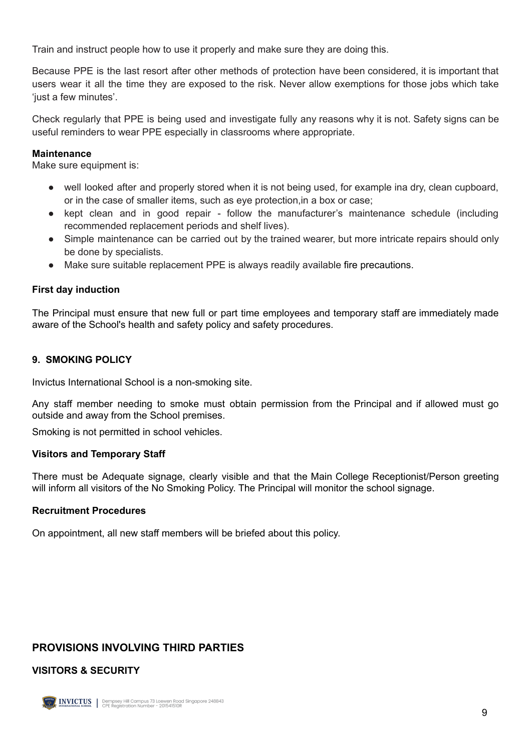Train and instruct people how to use it properly and make sure they are doing this.

Because PPE is the last resort after other methods of protection have been considered, it is important that users wear it all the time they are exposed to the risk. Never allow exemptions for those jobs which take 'just a few minutes'.

Check regularly that PPE is being used and investigate fully any reasons why it is not. Safety signs can be useful reminders to wear PPE especially in classrooms where appropriate.

**Maintenance**
Make sure equipment is:

- well looked after and properly stored when it is not being used, for example ina dry, clean cupboard, or in the case of smaller items, such as eye protection,in a box or case;
- kept clean and in good repair - follow the manufacturer's maintenance schedule (including recommended replacement periods and shelf lives).
- Simple maintenance can be carried out by the trained wearer, but more intricate repairs should only be done by specialists.
- Make sure suitable replacement PPE is always readily available fire precautions.

**First day induction**

The Principal must ensure that new full or part time employees and temporary staff are immediately made aware of the School's health and safety policy and safety procedures.

### 9. SMOKING POLICY

Invictus International School is a non-smoking site.

Any staff member needing to smoke must obtain permission from the Principal and if allowed must go outside and away from the School premises.

Smoking is not permitted in school vehicles.

**Visitors and Temporary Staff**

There must be Adequate signage, clearly visible and that the Main College Receptionist/Person greeting will inform all visitors of the No Smoking Policy. The Principal will monitor the school signage.

**Recruitment Procedures**

On appointment, all new staff members will be briefed about this policy.

## PROVISIONS INVOLVING THIRD PARTIES

### VISITORS & SECURITY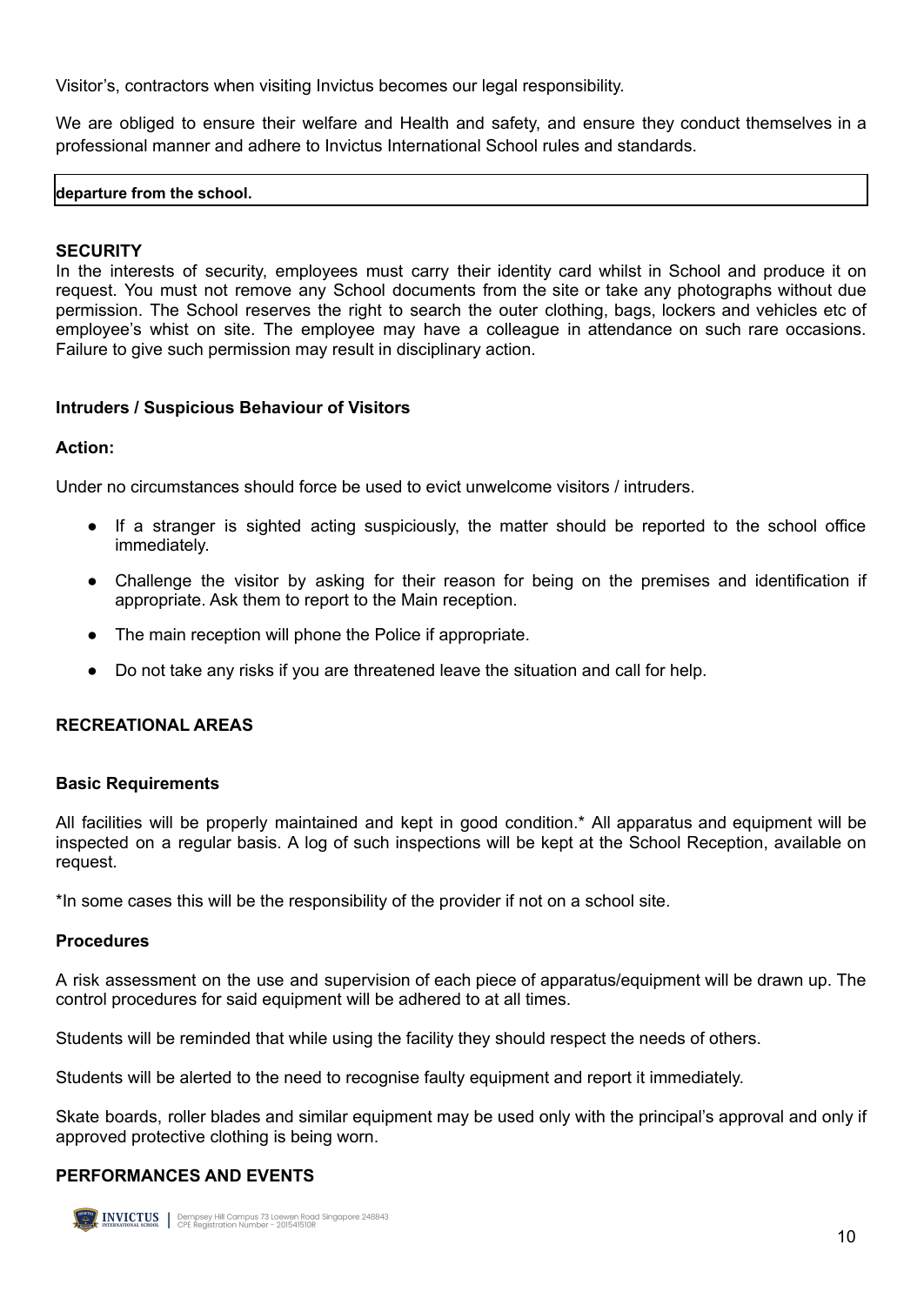Visitor's, contractors when visiting Invictus becomes our legal responsibility.

We are obliged to ensure their welfare and Health and safety, and ensure they conduct themselves in a professional manner and adhere to Invictus International School rules and standards.

| **departure from the school.** |
|---|

**SECURITY**

In the interests of security, employees must carry their identity card whilst in School and produce it on request. You must not remove any School documents from the site or take any photographs without due permission. The School reserves the right to search the outer clothing, bags, lockers and vehicles etc of employee's whist on site. The employee may have a colleague in attendance on such rare occasions. Failure to give such permission may result in disciplinary action.

**Intruders / Suspicious Behaviour of Visitors**

**Action:**

Under no circumstances should force be used to evict unwelcome visitors / intruders.

- If a stranger is sighted acting suspiciously, the matter should be reported to the school office immediately.
- Challenge the visitor by asking for their reason for being on the premises and identification if appropriate. Ask them to report to the Main reception.
- The main reception will phone the Police if appropriate.
- Do not take any risks if you are threatened leave the situation and call for help.

**RECREATIONAL AREAS**

**Basic Requirements**

All facilities will be properly maintained and kept in good condition.* All apparatus and equipment will be inspected on a regular basis. A log of such inspections will be kept at the School Reception, available on request.

*In some cases this will be the responsibility of the provider if not on a school site.

**Procedures**

A risk assessment on the use and supervision of each piece of apparatus/equipment will be drawn up. The control procedures for said equipment will be adhered to at all times.

Students will be reminded that while using the facility they should respect the needs of others.

Students will be alerted to the need to recognise faulty equipment and report it immediately.

Skate boards, roller blades and similar equipment may be used only with the principal's approval and only if approved protective clothing is being worn.

**PERFORMANCES AND EVENTS**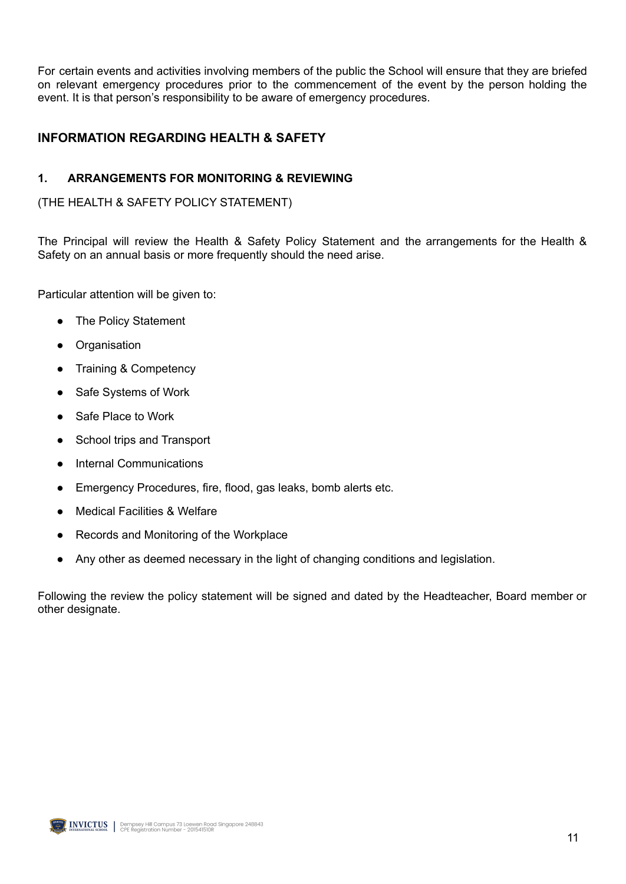For certain events and activities involving members of the public the School will ensure that they are briefed on relevant emergency procedures prior to the commencement of the event by the person holding the event. It is that person's responsibility to be aware of emergency procedures.

## INFORMATION REGARDING HEALTH & SAFETY

### 1. ARRANGEMENTS FOR MONITORING & REVIEWING

(THE HEALTH & SAFETY POLICY STATEMENT)

The Principal will review the Health & Safety Policy Statement and the arrangements for the Health & Safety on an annual basis or more frequently should the need arise.

Particular attention will be given to:

- The Policy Statement
- Organisation
- Training & Competency
- Safe Systems of Work
- Safe Place to Work
- School trips and Transport
- Internal Communications
- Emergency Procedures, fire, flood, gas leaks, bomb alerts etc.
- Medical Facilities & Welfare
- Records and Monitoring of the Workplace
- Any other as deemed necessary in the light of changing conditions and legislation.

Following the review the policy statement will be signed and dated by the Headteacher, Board member or other designate.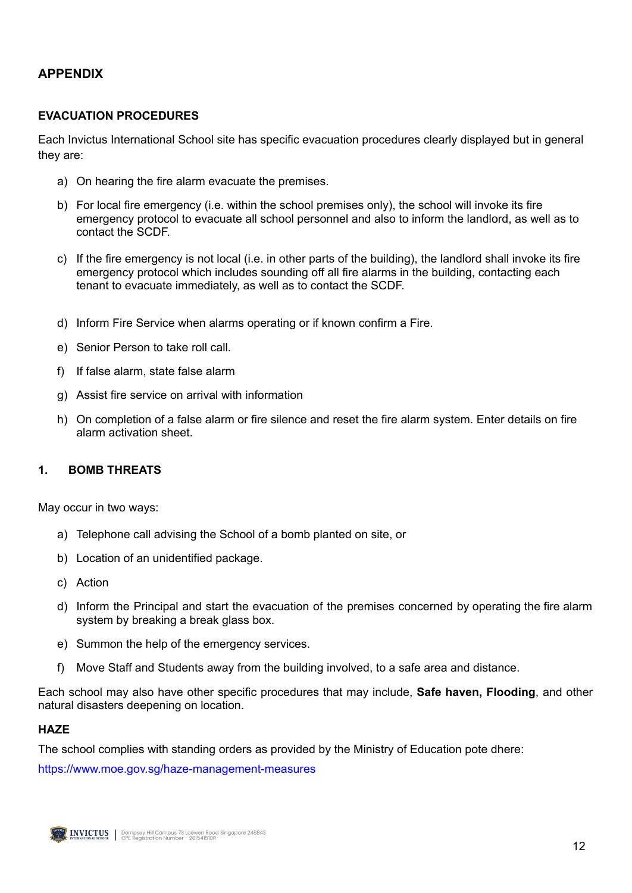## APPENDIX

### EVACUATION PROCEDURES

Each Invictus International School site has specific evacuation procedures clearly displayed but in general they are:

a) On hearing the fire alarm evacuate the premises.

b) For local fire emergency (i.e. within the school premises only), the school will invoke its fire emergency protocol to evacuate all school personnel and also to inform the landlord, as well as to contact the SCDF.

c) If the fire emergency is not local (i.e. in other parts of the building), the landlord shall invoke its fire emergency protocol which includes sounding off all fire alarms in the building, contacting each tenant to evacuate immediately, as well as to contact the SCDF.

d) Inform Fire Service when alarms operating or if known confirm a Fire.

e) Senior Person to take roll call.

f) If false alarm, state false alarm

g) Assist fire service on arrival with information

h) On completion of a false alarm or fire silence and reset the fire alarm system. Enter details on fire alarm activation sheet.

### 1. BOMB THREATS

May occur in two ways:

a) Telephone call advising the School of a bomb planted on site, or

b) Location of an unidentified package.

c) Action

d) Inform the Principal and start the evacuation of the premises concerned by operating the fire alarm system by breaking a break glass box.

e) Summon the help of the emergency services.

f) Move Staff and Students away from the building involved, to a safe area and distance.

Each school may also have other specific procedures that may include, **Safe haven, Flooding**, and other natural disasters deepening on location.

### HAZE

The school complies with standing orders as provided by the Ministry of Education pote dhere:

https://www.moe.gov.sg/haze-management-measures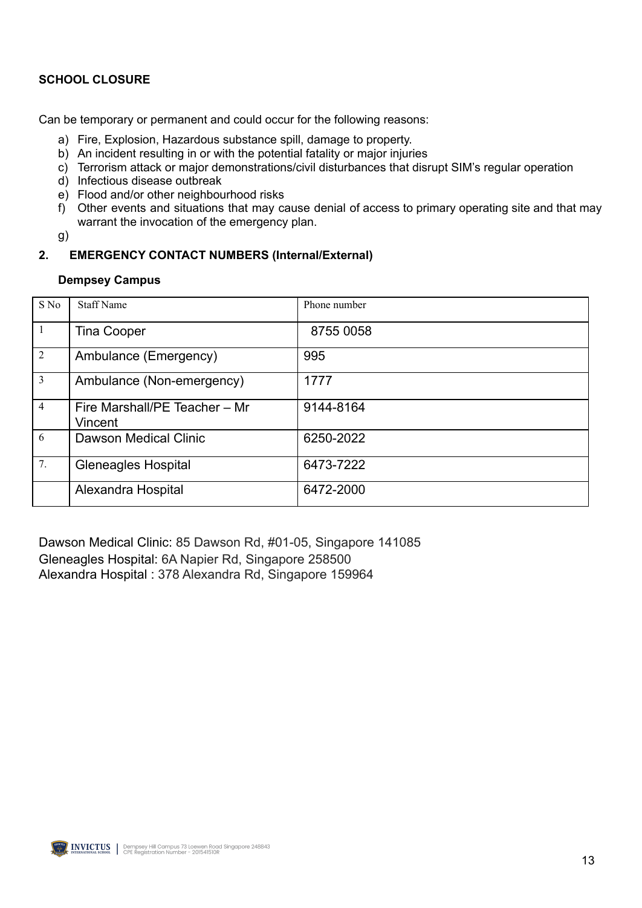**SCHOOL CLOSURE**

Can be temporary or permanent and could occur for the following reasons:

a) Fire, Explosion, Hazardous substance spill, damage to property.
b) An incident resulting in or with the potential fatality or major injuries
c) Terrorism attack or major demonstrations/civil disturbances that disrupt SIM's regular operation
d) Infectious disease outbreak
e) Flood and/or other neighbourhood risks
f) Other events and situations that may cause denial of access to primary operating site and that may warrant the invocation of the emergency plan.
g)

## 2. EMERGENCY CONTACT NUMBERS (Internal/External)

**Dempsey Campus**

| S No | Staff Name | Phone number |
|---|---|---|
| 1 | Tina Cooper | 8755 0058 |
| 2 | Ambulance (Emergency) | 995 |
| 3 | Ambulance (Non-emergency) | 1777 |
| 4 | Fire Marshall/PE Teacher – Mr Vincent | 9144-8164 |
| 6 | Dawson Medical Clinic | 6250-2022 |
| 7. | Gleneagles Hospital | 6473-7222 |
| | Alexandra Hospital | 6472-2000 |

Dawson Medical Clinic: 85 Dawson Rd, #01-05, Singapore 141085
Gleneagles Hospital: 6A Napier Rd, Singapore 258500
Alexandra Hospital : 378 Alexandra Rd, Singapore 159964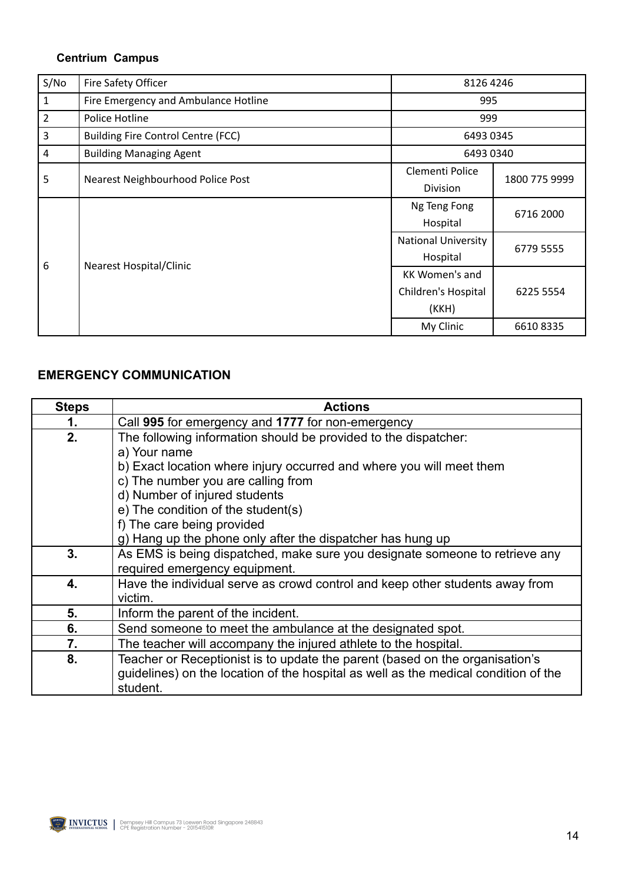### Centrium Campus

| S/No | Fire Safety Officer | 8126 4246 | |
|---|---|---|---|
| 1 | Fire Emergency and Ambulance Hotline | 995 | |
| 2 | Police Hotline | 999 | |
| 3 | Building Fire Control Centre (FCC) | 6493 0345 | |
| 4 | Building Managing Agent | 6493 0340 | |
| 5 | Nearest Neighbourhood Police Post | Clementi Police Division | 1800 775 9999 |
| 6 | Nearest Hospital/Clinic | Ng Teng Fong Hospital | 6716 2000 |
| | | National University Hospital | 6779 5555 |
| | | KK Women's and Children's Hospital (KKH) | 6225 5554 |
| | | My Clinic | 6610 8335 |

## EMERGENCY COMMUNICATION

| Steps | Actions |
|---|---|
| **1.** | Call **995** for emergency and **1777** for non-emergency |
| **2.** | The following information should be provided to the dispatcher:<br>a) Your name<br>b) Exact location where injury occurred and where you will meet them<br>c) The number you are calling from<br>d) Number of injured students<br>e) The condition of the student(s)<br>f) The care being provided<br>g) Hang up the phone only after the dispatcher has hung up |
| **3.** | As EMS is being dispatched, make sure you designate someone to retrieve any required emergency equipment. |
| **4.** | Have the individual serve as crowd control and keep other students away from victim. |
| **5.** | Inform the parent of the incident. |
| **6.** | Send someone to meet the ambulance at the designated spot. |
| **7.** | The teacher will accompany the injured athlete to the hospital. |
| **8.** | Teacher or Receptionist is to update the parent (based on the organisation's guidelines) on the location of the hospital as well as the medical condition of the student. |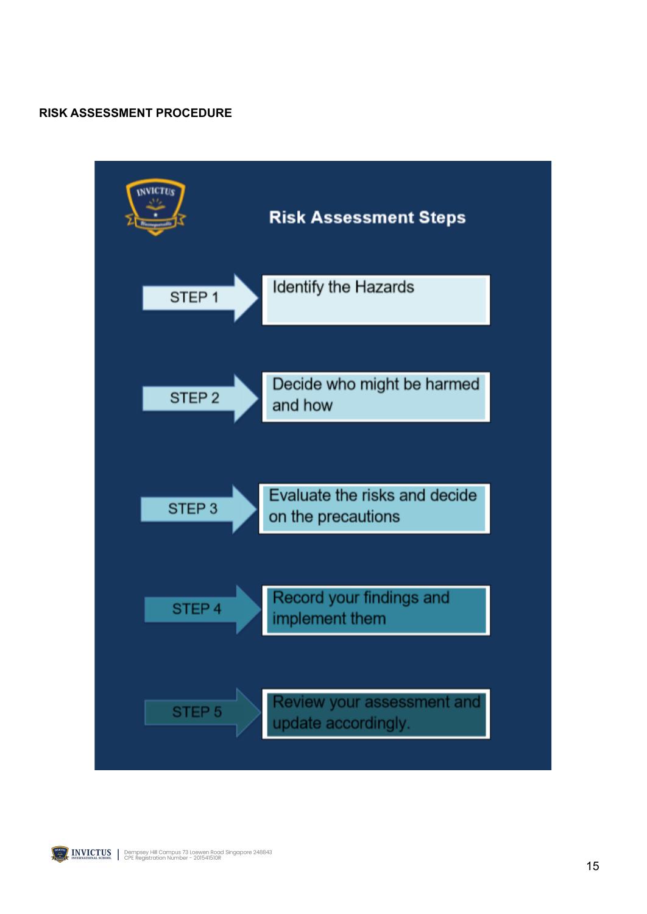## RISK ASSESSMENT PROCEDURE

### Risk Assessment Steps

- **STEP 1** — Identify the Hazards
- **STEP 2** — Decide who might be harmed and how
- **STEP 3** — Evaluate the risks and decide on the precautions
- **STEP 4** — Record your findings and implement them
- **STEP 5** — Review your assessment and update accordingly.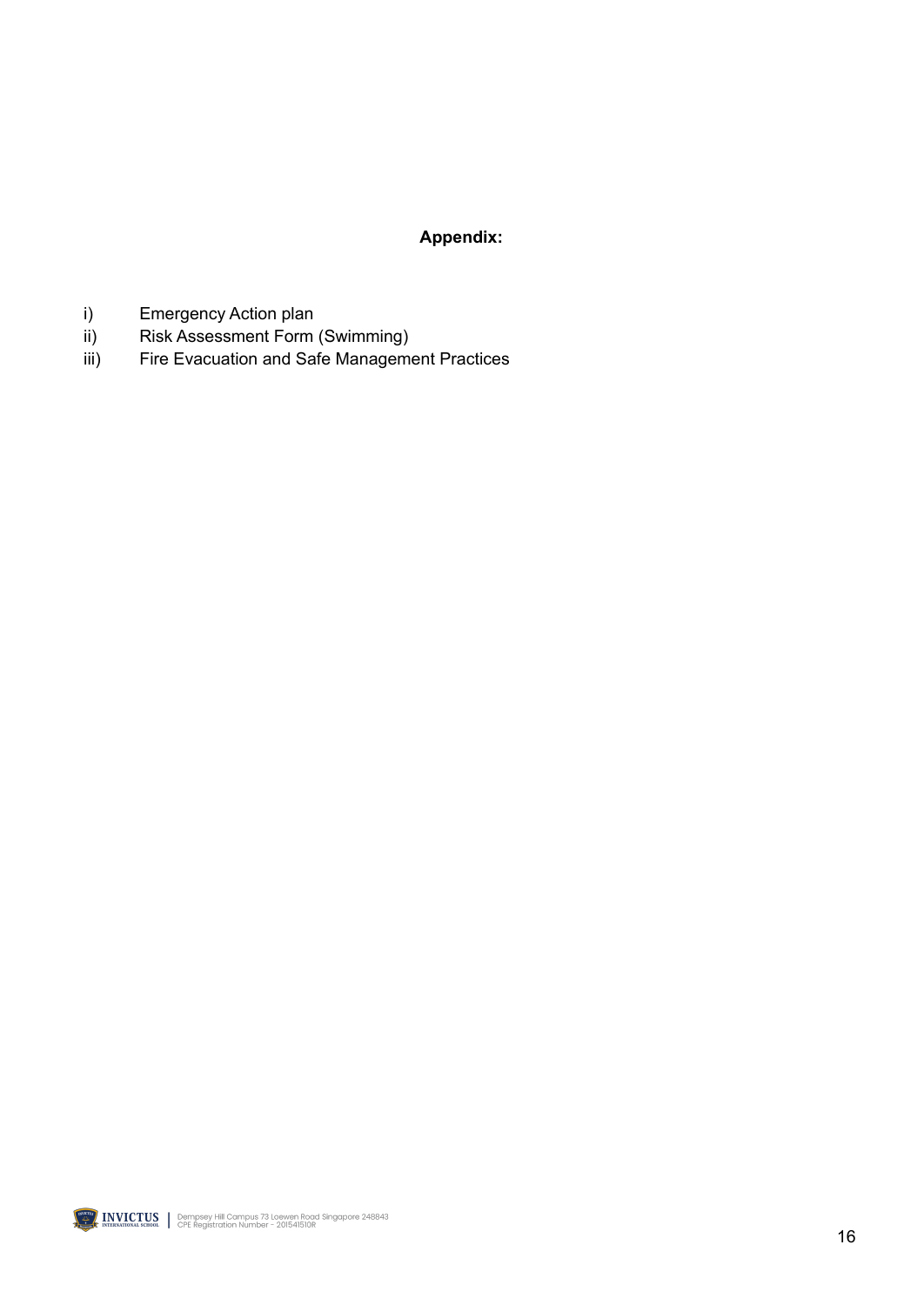**Appendix:**

i) Emergency Action plan
ii) Risk Assessment Form (Swimming)
iii) Fire Evacuation and Safe Management Practices